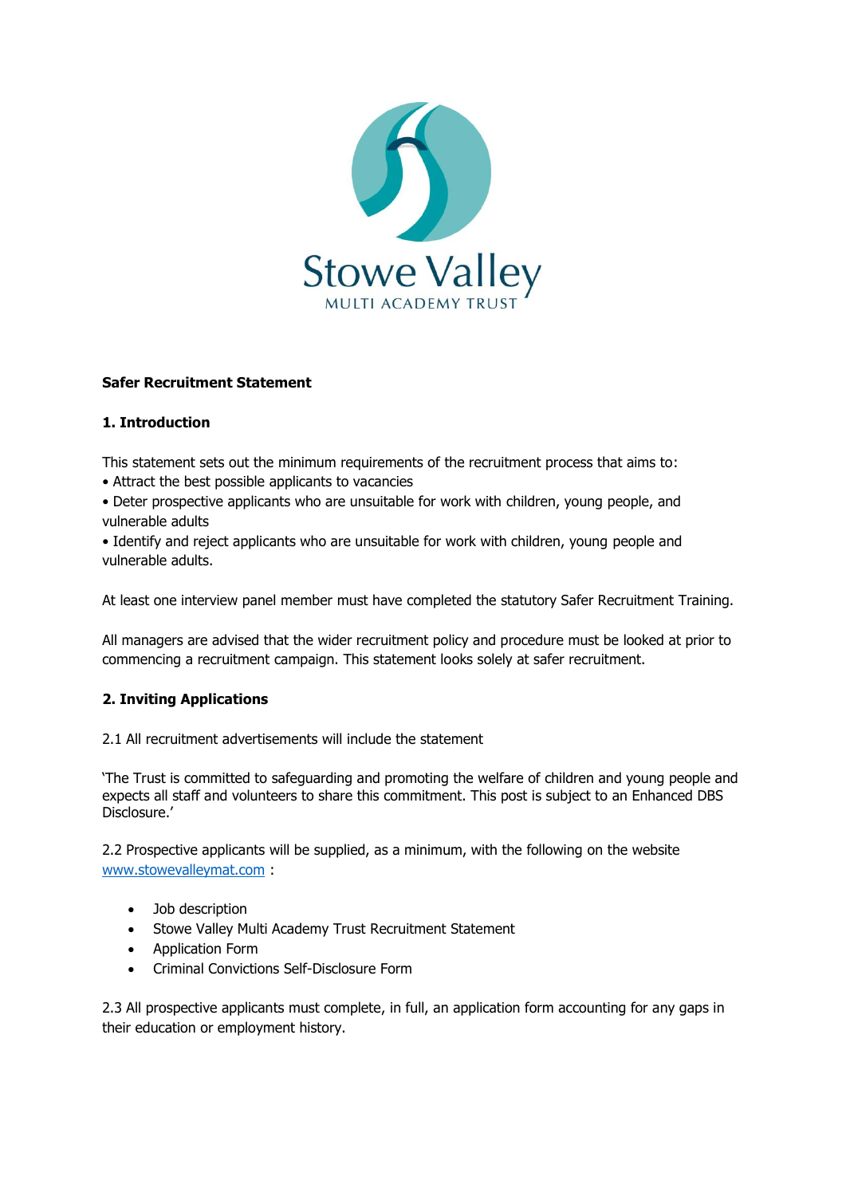**Safer Recruitment Statement**

**1. Introduction**

This statement sets out the minimum requirements of the recruitment process that aims to:

- Attract the best possible applicants to vacancies
- Deter prospective applicants who are unsuitable for work with children, young people, and vulnerable adults
- Identify and reject applicants who are unsuitable for work with children, young people and vulnerable adults.

At least one interview panel member must have completed the statutory Safer Recruitment Training.

All managers are advised that the wider recruitment policy and procedure must be looked at prior to commencing a recruitment campaign. This statement looks solely at safer recruitment.

**2. Inviting Applications**

2.1 All recruitment advertisements will include the statement

'The Trust is committed to safeguarding and promoting the welfare of children and young people and expects all staff and volunteers to share this commitment. This post is subject to an Enhanced DBS Disclosure.'

2.2 Prospective applicants will be supplied, as a minimum, with the following on the website www.stowevalleymat.com :

- Job description
- Stowe Valley Multi Academy Trust Recruitment Statement
- Application Form
- Criminal Convictions Self-Disclosure Form

2.3 All prospective applicants must complete, in full, an application form accounting for any gaps in their education or employment history.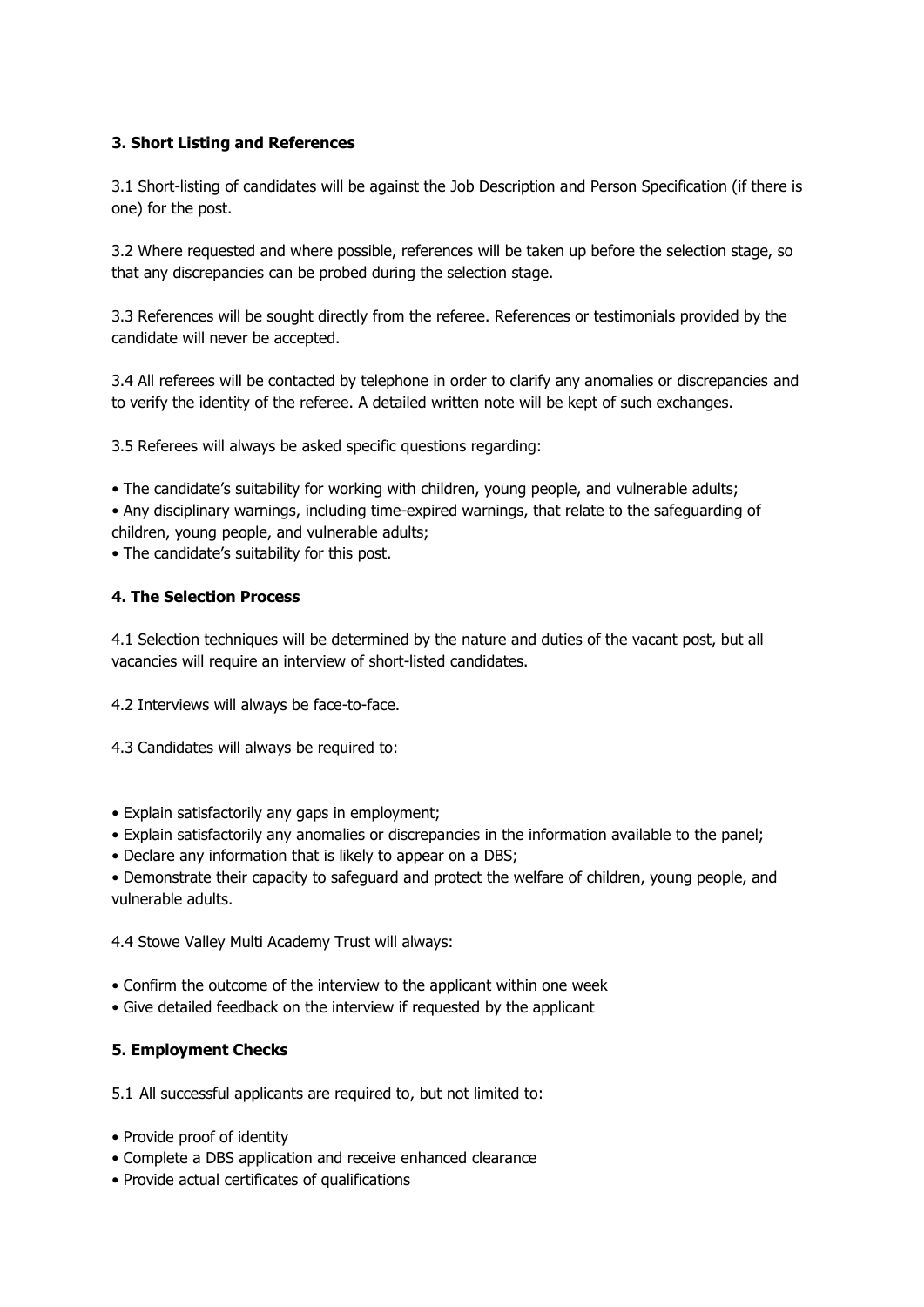### 3. Short Listing and References

3.1 Short-listing of candidates will be against the Job Description and Person Specification (if there is one) for the post.

3.2 Where requested and where possible, references will be taken up before the selection stage, so that any discrepancies can be probed during the selection stage.

3.3 References will be sought directly from the referee. References or testimonials provided by the candidate will never be accepted.

3.4 All referees will be contacted by telephone in order to clarify any anomalies or discrepancies and to verify the identity of the referee. A detailed written note will be kept of such exchanges.

3.5 Referees will always be asked specific questions regarding:

- The candidate's suitability for working with children, young people, and vulnerable adults;
- Any disciplinary warnings, including time-expired warnings, that relate to the safeguarding of children, young people, and vulnerable adults;
- The candidate's suitability for this post.

### 4. The Selection Process

4.1 Selection techniques will be determined by the nature and duties of the vacant post, but all vacancies will require an interview of short-listed candidates.

4.2 Interviews will always be face-to-face.

4.3 Candidates will always be required to:

- Explain satisfactorily any gaps in employment;
- Explain satisfactorily any anomalies or discrepancies in the information available to the panel;
- Declare any information that is likely to appear on a DBS;
- Demonstrate their capacity to safeguard and protect the welfare of children, young people, and vulnerable adults.

4.4 Stowe Valley Multi Academy Trust will always:

- Confirm the outcome of the interview to the applicant within one week
- Give detailed feedback on the interview if requested by the applicant

### 5. Employment Checks

5.1 All successful applicants are required to, but not limited to:

- Provide proof of identity
- Complete a DBS application and receive enhanced clearance
- Provide actual certificates of qualifications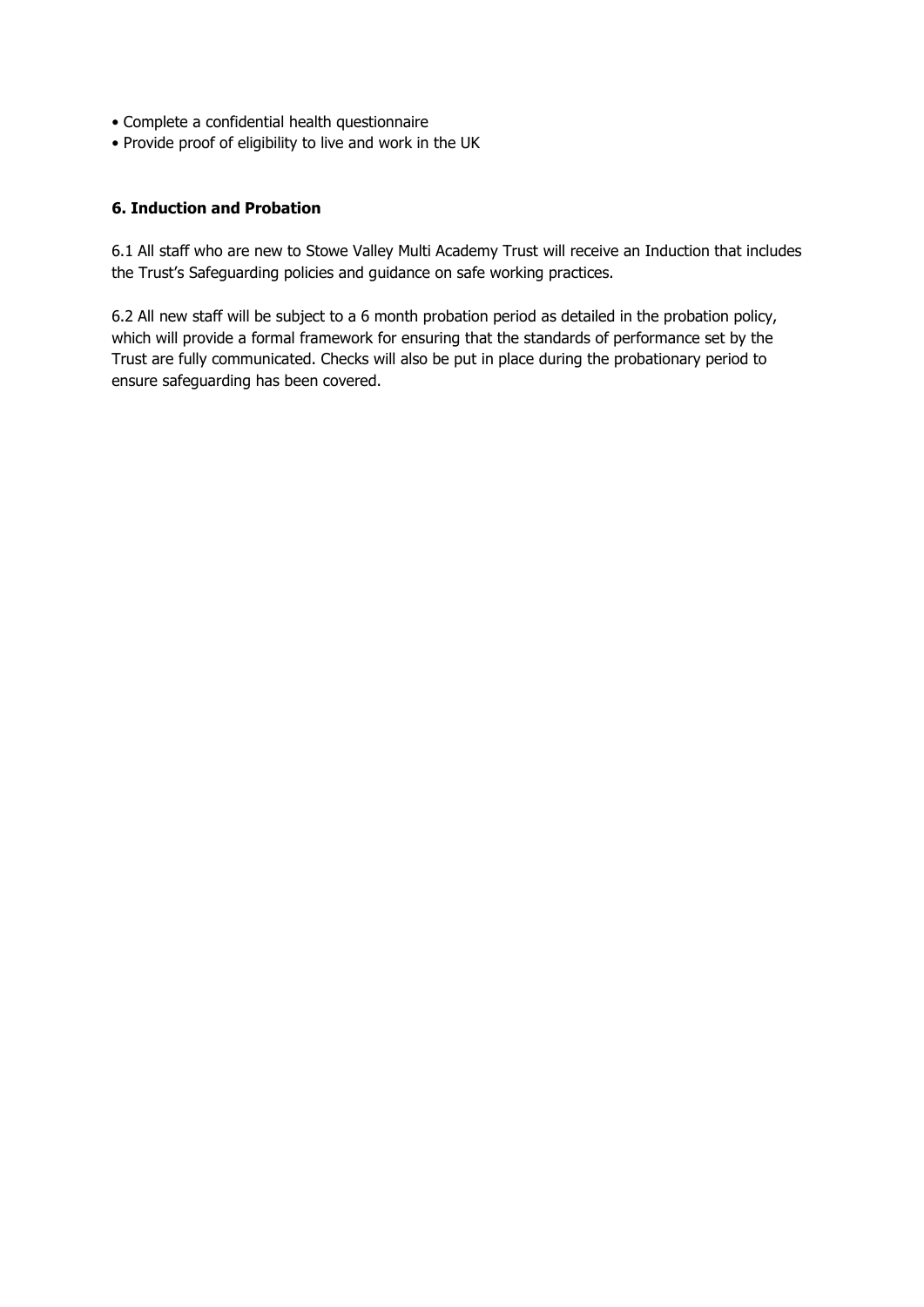- Complete a confidential health questionnaire
- Provide proof of eligibility to live and work in the UK

### 6. Induction and Probation

6.1 All staff who are new to Stowe Valley Multi Academy Trust will receive an Induction that includes the Trust's Safeguarding policies and guidance on safe working practices.

6.2 All new staff will be subject to a 6 month probation period as detailed in the probation policy, which will provide a formal framework for ensuring that the standards of performance set by the Trust are fully communicated. Checks will also be put in place during the probationary period to ensure safeguarding has been covered.